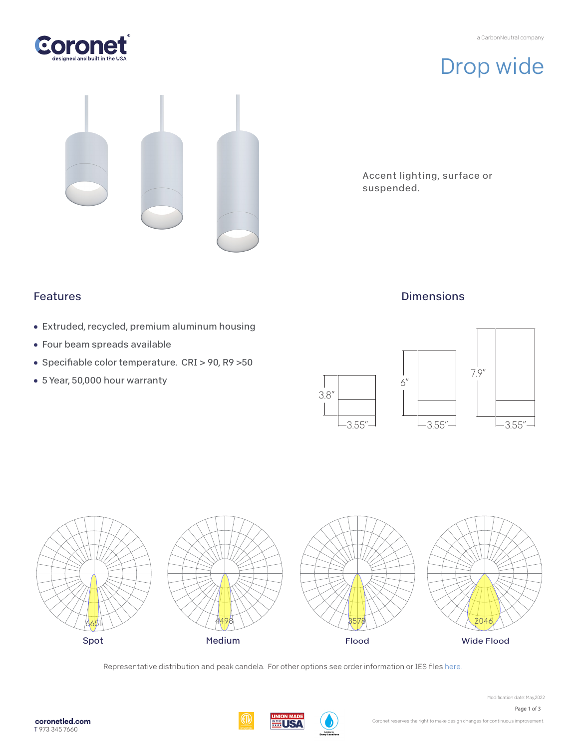Coronet
designed and built in the USA

a CarbonNeutral company

# Drop wide

Accent lighting, surface or suspended.

## Features

- Extruded, recycled, premium aluminum housing
- Four beam spreads available
- Specifiable color temperature. CRI > 90, R9 >50
- 5 Year, 50,000 hour warranty

## Dimensions

3.8″ × 3.55″

6″ × 3.55″

7.9″ × 3.55″

6651
Spot

4498
Medium

3578
Flood

2046
Wide Flood

Representative distribution and peak candela. For other options see order information or IES files here.

Modification date: May,2022

coronetled.com
T 973 345 7660

Coronet reserves the right to make design changes for continuous improvement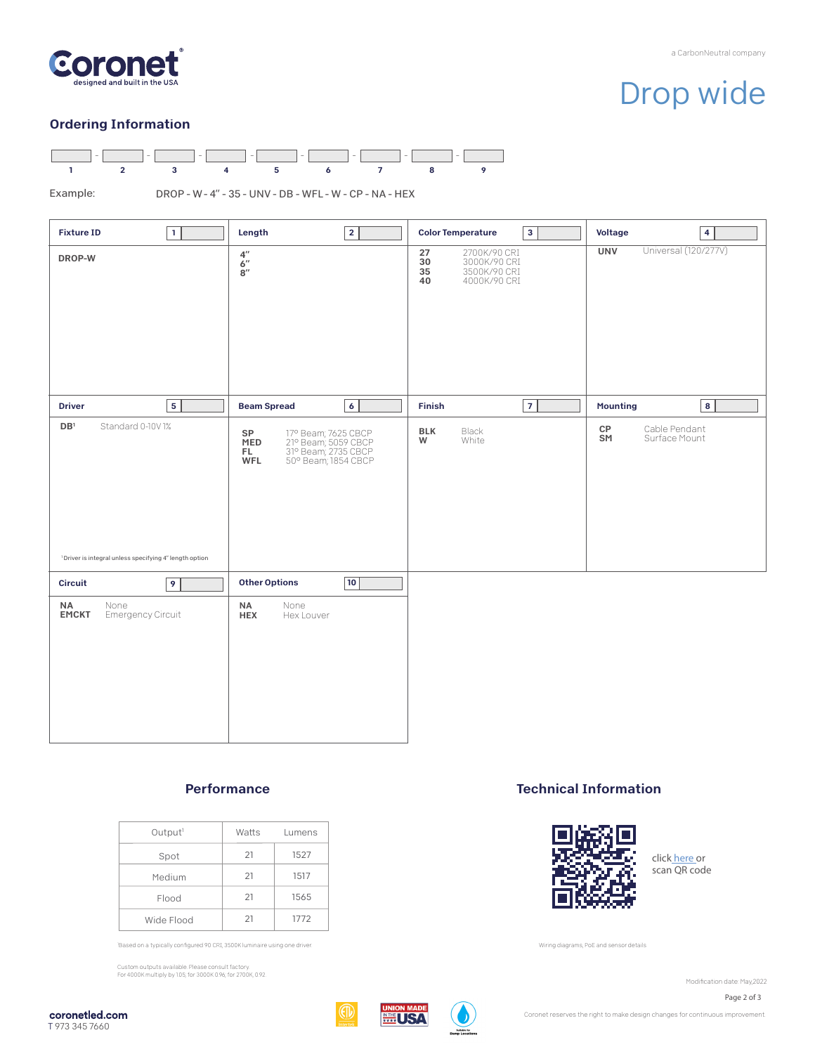# Drop wide

## Ordering Information

| 1 | 2 | 3 | 4 | 5 | 6 | 7 | 8 | 9 |
|---|---|---|---|---|---|---|---|---|
| | | | | | | | | |

Example: DROP - W - 4" - 35 - UNV - DB - WFL - W - CP - NA - HEX

### Fixture ID [1]

**DROP-W**

### Length [2]

**4"**
**6"**
**8"**

### Color Temperature [3]

| | |
|---|---|
| **27** | 2700K/90 CRI |
| **30** | 3000K/90 CRI |
| **35** | 3500K/90 CRI |
| **40** | 4000K/90 CRI |

### Voltage [4]

| | |
|---|---|
| **UNV** | Universal (120/277V) |

### Driver [5]

| | |
|---|---|
| **DB**[1] | Standard 0-10V 1% |

[1] Driver is integral unless specifying 4" length option

### Beam Spread [6]

| | |
|---|---|
| **SP** | 17° Beam, 7625 CBCP |
| **MED** | 21° Beam, 5059 CBCP |
| **FL** | 31° Beam, 2735 CBCP |
| **WFL** | 50° Beam, 1854 CBCP |

### Finish [7]

| | |
|---|---|
| **BLK** | Black |
| **W** | White |

### Mounting [8]

| | |
|---|---|
| **CP** | Cable Pendant |
| **SM** | Surface Mount |

### Circuit [9]

| | |
|---|---|
| **NA** | None |
| **EMCKT** | Emergency Circuit |

### Other Options [10]

| | |
|---|---|
| **NA** | None |
| **HEX** | Hex Louver |

## Performance

| Output[1] | Watts | Lumens |
|---|---|---|
| Spot | 21 | 1527 |
| Medium | 21 | 1517 |
| Flood | 21 | 1565 |
| Wide Flood | 21 | 1772 |

[1] Based on a typically configured 90 CRI, 3500K luminaire using one driver

Custom outputs available. Please consult factory.
For 4000K multiply by 1.05, for 3000K 0.96, for 2700K, 0.92

## Technical Information

click here or scan QR code

Wiring diagrams, PoE and sensor details

Modification date: May,2022

Coronet reserves the right to make design changes for continuous improvement

coronetled.com
T 973 345 7660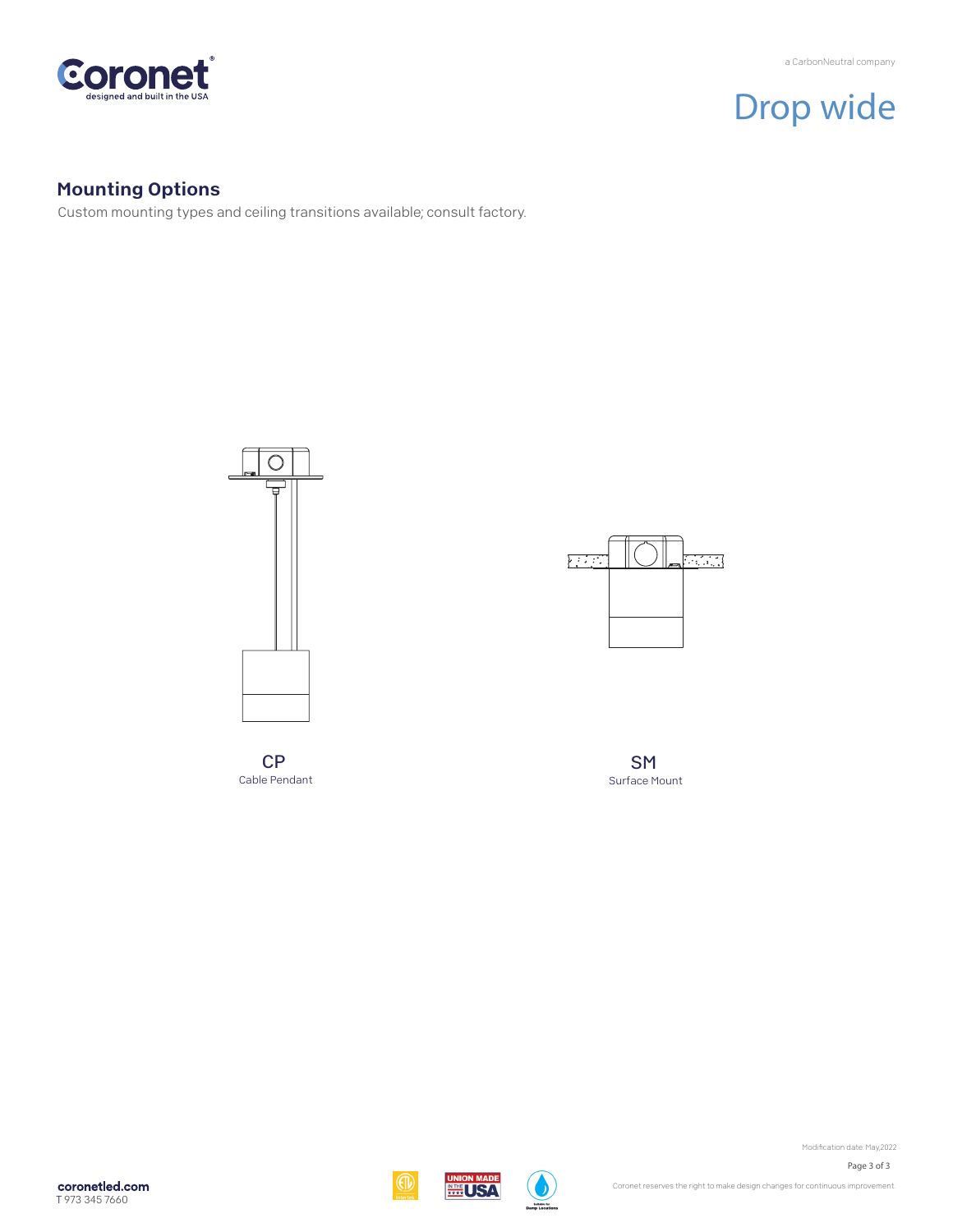# Drop wide

## Mounting Options

Custom mounting types and ceiling transitions available; consult factory.

CP
Cable Pendant

SM
Surface Mount

Modification date: May,2022

coronetled.com
T 973 345 7660

Coronet reserves the right to make design changes for continuous improvement